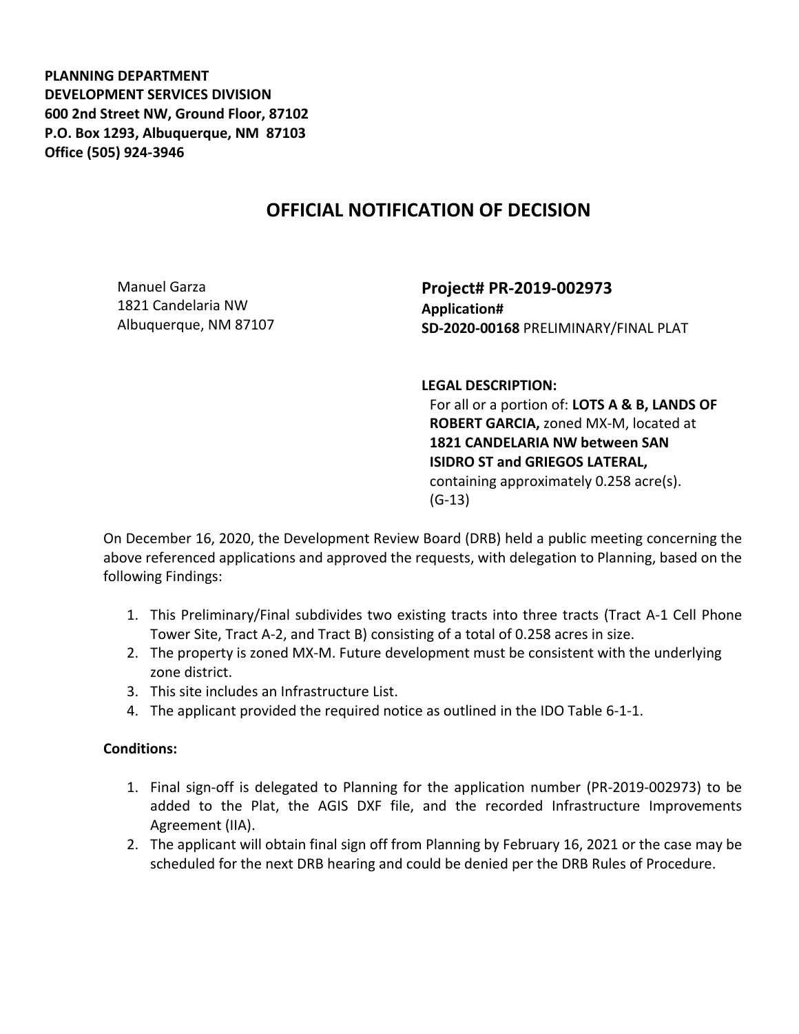**PLANNING DEPARTMENT**
**DEVELOPMENT SERVICES DIVISION**
**600 2nd Street NW, Ground Floor, 87102**
**P.O. Box 1293, Albuquerque, NM 87103**
**Office (505) 924-3946**

# OFFICIAL NOTIFICATION OF DECISION

Manuel Garza
1821 Candelaria NW
Albuquerque, NM 87107

**Project# PR-2019-002973**
**Application#**
**SD-2020-00168** PRELIMINARY/FINAL PLAT

**LEGAL DESCRIPTION:**
For all or a portion of: **LOTS A & B, LANDS OF ROBERT GARCIA,** zoned MX-M, located at **1821 CANDELARIA NW between SAN ISIDRO ST and GRIEGOS LATERAL,** containing approximately 0.258 acre(s). (G-13)

On December 16, 2020, the Development Review Board (DRB) held a public meeting concerning the above referenced applications and approved the requests, with delegation to Planning, based on the following Findings:

1. This Preliminary/Final subdivides two existing tracts into three tracts (Tract A-1 Cell Phone Tower Site, Tract A-2, and Tract B) consisting of a total of 0.258 acres in size.
2. The property is zoned MX-M. Future development must be consistent with the underlying zone district.
3. This site includes an Infrastructure List.
4. The applicant provided the required notice as outlined in the IDO Table 6-1-1.

**Conditions:**

1. Final sign-off is delegated to Planning for the application number (PR-2019-002973) to be added to the Plat, the AGIS DXF file, and the recorded Infrastructure Improvements Agreement (IIA).
2. The applicant will obtain final sign off from Planning by February 16, 2021 or the case may be scheduled for the next DRB hearing and could be denied per the DRB Rules of Procedure.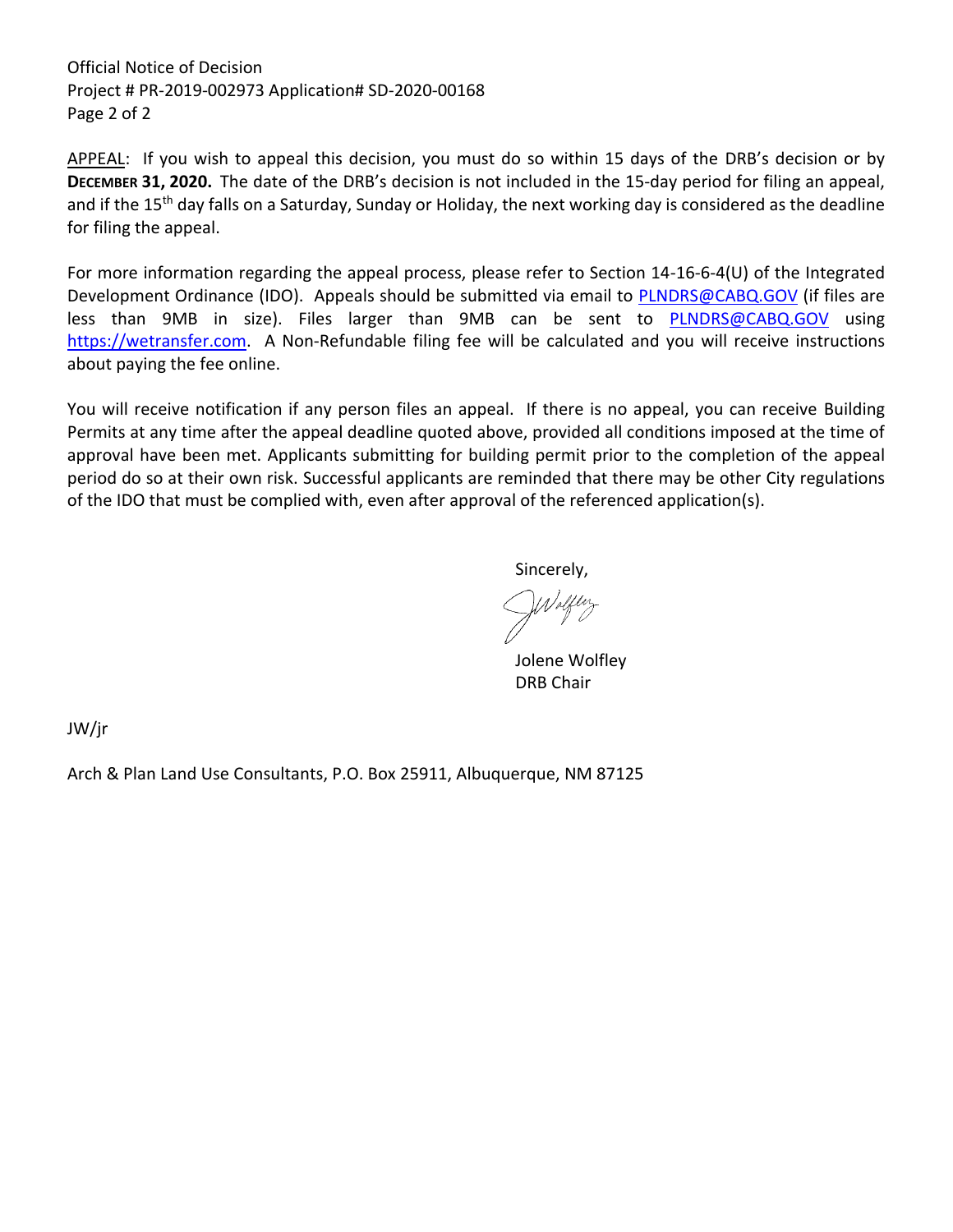Official Notice of Decision
Project # PR-2019-002973 Application# SD-2020-00168

APPEAL: If you wish to appeal this decision, you must do so within 15 days of the DRB's decision or by **DECEMBER 31, 2020.** The date of the DRB's decision is not included in the 15-day period for filing an appeal, and if the 15th day falls on a Saturday, Sunday or Holiday, the next working day is considered as the deadline for filing the appeal.

For more information regarding the appeal process, please refer to Section 14-16-6-4(U) of the Integrated Development Ordinance (IDO). Appeals should be submitted via email to PLNDRS@CABQ.GOV (if files are less than 9MB in size). Files larger than 9MB can be sent to PLNDRS@CABQ.GOV using https://wetransfer.com. A Non-Refundable filing fee will be calculated and you will receive instructions about paying the fee online.

You will receive notification if any person files an appeal. If there is no appeal, you can receive Building Permits at any time after the appeal deadline quoted above, provided all conditions imposed at the time of approval have been met. Applicants submitting for building permit prior to the completion of the appeal period do so at their own risk. Successful applicants are reminded that there may be other City regulations of the IDO that must be complied with, even after approval of the referenced application(s).

Sincerely,

JWolfley

Jolene Wolfley
DRB Chair

JW/jr

Arch & Plan Land Use Consultants, P.O. Box 25911, Albuquerque, NM 87125